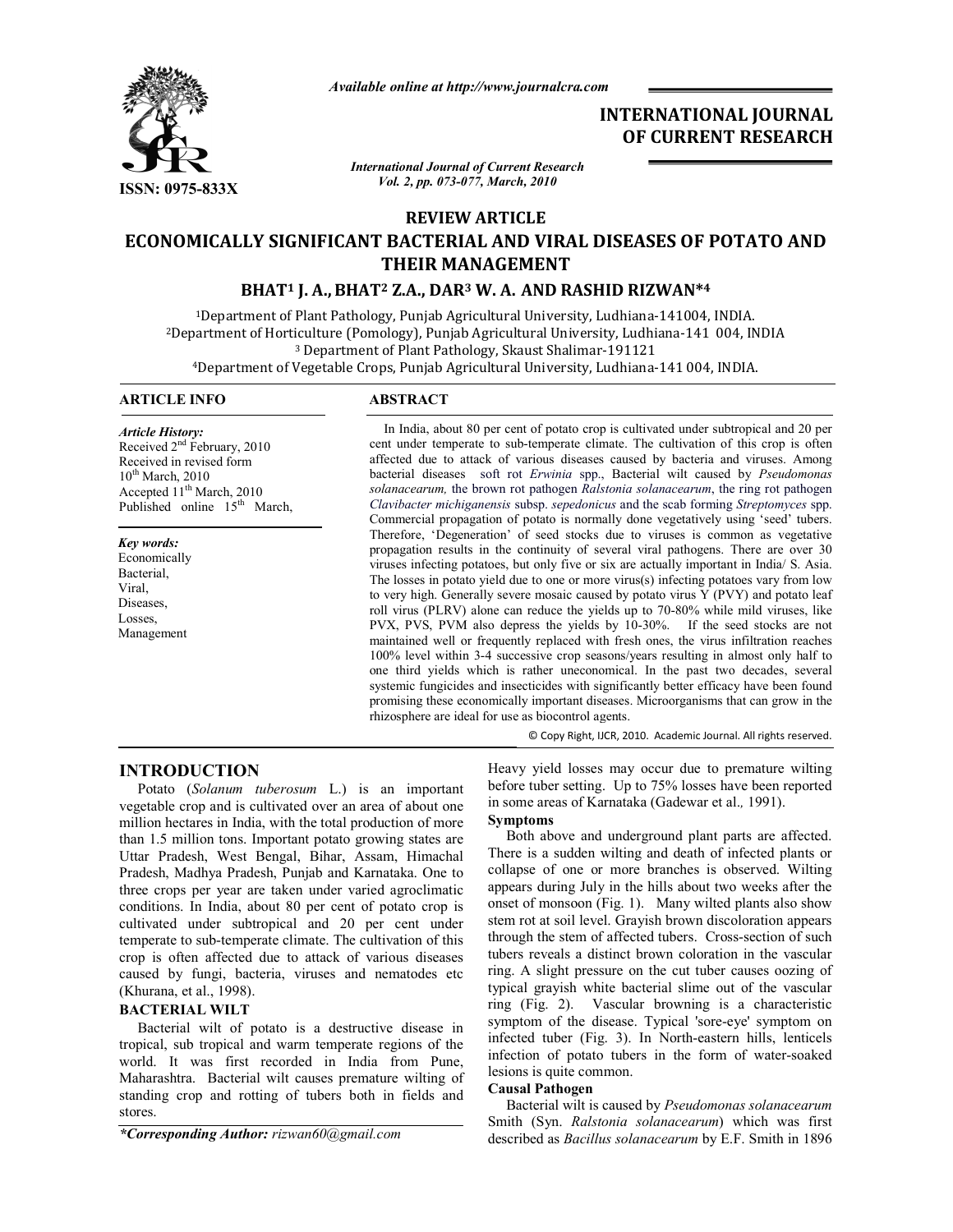*Available online at http://www.journalcra.com*

ISSN: 0975-833X

# INTERNATIONAL JOURNAL OF CURRENT RESEARCH

*International Journal of Current Research*
*Vol. 2, pp. 073-077, March, 2010*

**REVIEW ARTICLE**

# ECONOMICALLY SIGNIFICANT BACTERIAL AND VIRAL DISEASES OF POTATO AND THEIR MANAGEMENT

**BHAT[1] J. A., BHAT[2] Z.A., DAR[3] W. A. AND RASHID RIZWAN*[4]**

[1]Department of Plant Pathology, Punjab Agricultural University, Ludhiana-141004, INDIA.
[2]Department of Horticulture (Pomology), Punjab Agricultural University, Ludhiana-141 004, INDIA
[3] Department of Plant Pathology, Skaust Shalimar-191121
[4]Department of Vegetable Crops, Punjab Agricultural University, Ludhiana-141 004, INDIA.

**ARTICLE INFO**

*Article History:*
Received 2nd February, 2010
Received in revised form 10th March, 2010
Accepted 11th March, 2010
Published online 15th March,

*Key words:*
Economically
Bacterial,
Viral,
Diseases,
Losses,
Management

**ABSTRACT**

In India, about 80 per cent of potato crop is cultivated under subtropical and 20 per cent under temperate to sub-temperate climate. The cultivation of this crop is often affected due to attack of various diseases caused by bacteria and viruses. Among bacterial diseases soft rot *Erwinia* spp., Bacterial wilt caused by *Pseudomonas solanacearum,* the brown rot pathogen *Ralstonia solanacearum*, the ring rot pathogen *Clavibacter michiganensis* subsp. *sepedonicus* and the scab forming *Streptomyces* spp. Commercial propagation of potato is normally done vegetatively using 'seed' tubers. Therefore, 'Degeneration' of seed stocks due to viruses is common as vegetative propagation results in the continuity of several viral pathogens. There are over 30 viruses infecting potatoes, but only five or six are actually important in India/ S. Asia. The losses in potato yield due to one or more virus(s) infecting potatoes vary from low to very high. Generally severe mosaic caused by potato virus Y (PVY) and potato leaf roll virus (PLRV) alone can reduce the yields up to 70-80% while mild viruses, like PVX, PVS, PVM also depress the yields by 10-30%. If the seed stocks are not maintained well or frequently replaced with fresh ones, the virus infiltration reaches 100% level within 3-4 successive crop seasons/years resulting in almost only half to one third yields which is rather uneconomical. In the past two decades, several systemic fungicides and insecticides with significantly better efficacy have been found promising these economically important diseases. Microorganisms that can grow in the rhizosphere are ideal for use as biocontrol agents.

© Copy Right, IJCR, 2010. Academic Journal. All rights reserved.

## INTRODUCTION

Potato (*Solanum tuberosum* L.) is an important vegetable crop and is cultivated over an area of about one million hectares in India, with the total production of more than 1.5 million tons. Important potato growing states are Uttar Pradesh, West Bengal, Bihar, Assam, Himachal Pradesh, Madhya Pradesh, Punjab and Karnataka. One to three crops per year are taken under varied agroclimatic conditions. In India, about 80 per cent of potato crop is cultivated under subtropical and 20 per cent under temperate to sub-temperate climate. The cultivation of this crop is often affected due to attack of various diseases caused by fungi, bacteria, viruses and nematodes etc (Khurana, et al., 1998).

## BACTERIAL WILT

Bacterial wilt of potato is a destructive disease in tropical, sub tropical and warm temperate regions of the world. It was first recorded in India from Pune, Maharashtra. Bacterial wilt causes premature wilting of standing crop and rotting of tubers both in fields and stores.

Heavy yield losses may occur due to premature wilting before tuber setting. Up to 75% losses have been reported in some areas of Karnataka (Gadewar et al., 1991).

### Symptoms

Both above and underground plant parts are affected. There is a sudden wilting and death of infected plants or collapse of one or more branches is observed. Wilting appears during July in the hills about two weeks after the onset of monsoon (Fig. 1). Many wilted plants also show stem rot at soil level. Grayish brown discoloration appears through the stem of affected tubers. Cross-section of such tubers reveals a distinct brown coloration in the vascular ring. A slight pressure on the cut tuber causes oozing of typical grayish white bacterial slime out of the vascular ring (Fig. 2). Vascular browning is a characteristic symptom of the disease. Typical 'sore-eye' symptom on infected tuber (Fig. 3). In North-eastern hills, lenticels infection of potato tubers in the form of water-soaked lesions is quite common.

### Causal Pathogen

Bacterial wilt is caused by *Pseudomonas solanacearum* Smith (Syn. *Ralstonia solanacearum*) which was first described as *Bacillus solanacearum* by E.F. Smith in 1896

**Corresponding Author:* rizwan60@gmail.com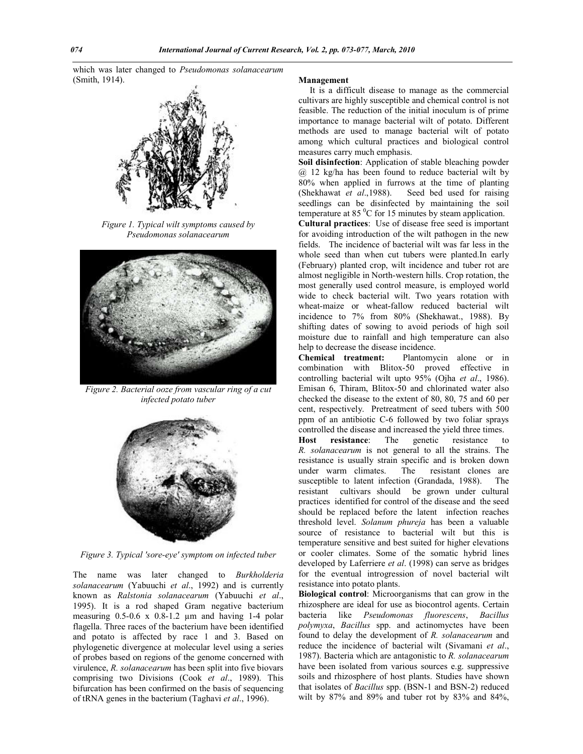which was later changed to *Pseudomonas solanacearum* (Smith, 1914).

*Figure 1. Typical wilt symptoms caused by Pseudomonas solanacearum*

*Figure 2. Bacterial ooze from vascular ring of a cut infected potato tuber*

*Figure 3. Typical 'sore-eye' symptom on infected tuber*

The name was later changed to *Burkholderia solanacearum* (Yabuuchi *et al*., 1992) and is currently known as *Ralstonia solanacearum* (Yabuuchi *et al*., 1995). It is a rod shaped Gram negative bacterium measuring 0.5-0.6 x 0.8-1.2 µm and having 1-4 polar flagella. Three races of the bacterium have been identified and potato is affected by race 1 and 3. Based on phylogenetic divergence at molecular level using a series of probes based on regions of the genome concerned with virulence, *R. solanacearum* has been split into five biovars comprising two Divisions (Cook *et al*., 1989). This bifurcation has been confirmed on the basis of sequencing of tRNA genes in the bacterium (Taghavi *et al*., 1996).

**Management**

It is a difficult disease to manage as the commercial cultivars are highly susceptible and chemical control is not feasible. The reduction of the initial inoculum is of prime importance to manage bacterial wilt of potato. Different methods are used to manage bacterial wilt of potato among which cultural practices and biological control measures carry much emphasis.

**Soil disinfection**: Application of stable bleaching powder @ 12 kg/ha has been found to reduce bacterial wilt by 80% when applied in furrows at the time of planting (Shekhawat *et al*.,1988). Seed bed used for raising seedlings can be disinfected by maintaining the soil temperature at 85 $^{0}$C for 15 minutes by steam application.

**Cultural practices**: Use of disease free seed is important for avoiding introduction of the wilt pathogen in the new fields. The incidence of bacterial wilt was far less in the whole seed than when cut tubers were planted.In early (February) planted crop, wilt incidence and tuber rot are almost negligible in North-western hills. Crop rotation, the most generally used control measure, is employed world wide to check bacterial wilt. Two years rotation with wheat-maize or wheat-fallow reduced bacterial wilt incidence to 7% from 80% (Shekhawat., 1988). By shifting dates of sowing to avoid periods of high soil moisture due to rainfall and high temperature can also help to decrease the disease incidence.

**Chemical treatment:** Plantomycin alone or in combination with Blitox-50 proved effective in controlling bacterial wilt upto 95% (Ojha *et al*., 1986). Emisan 6, Thiram, Blitox-50 and chlorinated water also checked the disease to the extent of 80, 80, 75 and 60 per cent, respectively. Pretreatment of seed tubers with 500 ppm of an antibiotic C-6 followed by two foliar sprays controlled the disease and increased the yield three times.

**Host resistance**: The genetic resistance to *R. solanacearum* is not general to all the strains. The resistance is usually strain specific and is broken down under warm climates. The resistant clones are susceptible to latent infection (Grandada, 1988). The resistant cultivars should be grown under cultural practices identified for control of the disease and the seed should be replaced before the latent infection reaches threshold level. *Solanum phureja* has been a valuable source of resistance to bacterial wilt but this is temperature sensitive and best suited for higher elevations or cooler climates. Some of the somatic hybrid lines developed by Laferriere *et al*. (1998) can serve as bridges for the eventual introgression of novel bacterial wilt resistance into potato plants.

**Biological control**: Microorganisms that can grow in the rhizosphere are ideal for use as biocontrol agents. Certain bacteria like *Pseudomonas fluorescens*, *Bacillus polymyxa*, *Bacillus* spp. and actinomyctes have been found to delay the development of *R. solanacearum* and reduce the incidence of bacterial wilt (Sivamani *et al*., 1987). Bacteria which are antagonistic to *R. solanacearum* have been isolated from various sources e.g. suppressive soils and rhizosphere of host plants. Studies have shown that isolates of *Bacillus* spp. (BSN-1 and BSN-2) reduced wilt by 87% and 89% and tuber rot by 83% and 84%,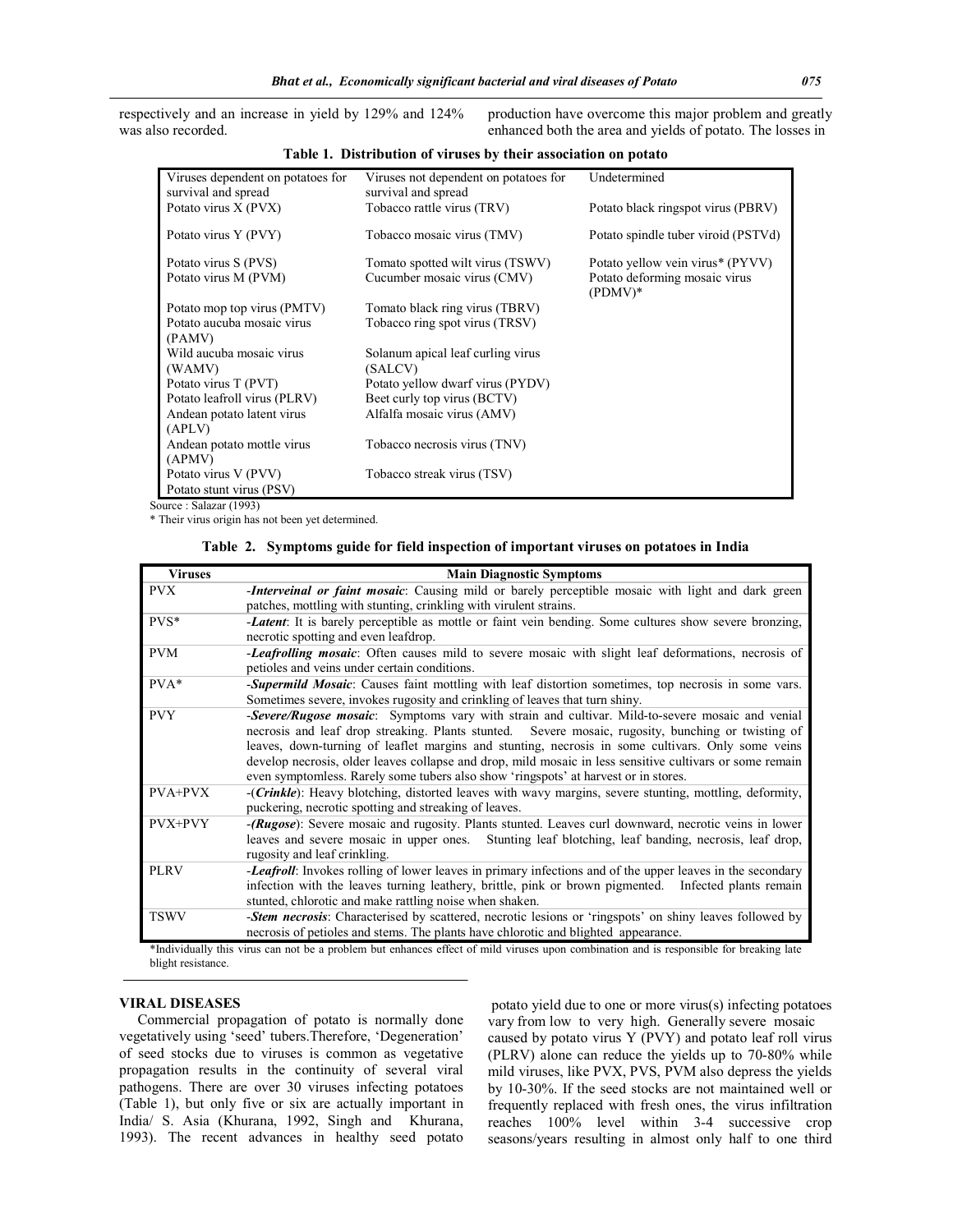respectively and an increase in yield by 129% and 124% was also recorded.

production have overcome this major problem and greatly enhanced both the area and yields of potato. The losses in

**Table 1. Distribution of viruses by their association on potato**

| Viruses dependent on potatoes for survival and spread | Viruses not dependent on potatoes for survival and spread | Undetermined |
|---|---|---|
| Potato virus X (PVX) | Tobacco rattle virus (TRV) | Potato black ringspot virus (PBRV) |
| Potato virus Y (PVY) | Tobacco mosaic virus (TMV) | Potato spindle tuber viroid (PSTVd) |
| Potato virus S (PVS) | Tomato spotted wilt virus (TSWV) | Potato yellow vein virus* (PYVV) |
| Potato virus M (PVM) | Cucumber mosaic virus (CMV) | Potato deforming mosaic virus (PDMV)* |
| Potato mop top virus (PMTV) | Tomato black ring virus (TBRV) | |
| Potato aucuba mosaic virus (PAMV) | Tobacco ring spot virus (TRSV) | |
| Wild aucuba mosaic virus (WAMV) | Solanum apical leaf curling virus (SALCV) | |
| Potato virus T (PVT) | Potato yellow dwarf virus (PYDV) | |
| Potato leafroll virus (PLRV) | Beet curly top virus (BCTV) | |
| Andean potato latent virus (APLV) | Alfalfa mosaic virus (AMV) | |
| Andean potato mottle virus (APMV) | Tobacco necrosis virus (TNV) | |
| Potato virus V (PVV) | Tobacco streak virus (TSV) | |
| Potato stunt virus (PSV) | | |

Source : Salazar (1993)

* Their virus origin has not been yet determined.

**Table 2. Symptoms guide for field inspection of important viruses on potatoes in India**

| Viruses | Main Diagnostic Symptoms |
|---|---|
| PVX | -***Interveinal or faint mosaic***: Causing mild or barely perceptible mosaic with light and dark green patches, mottling with stunting, crinkling with virulent strains. |
| PVS* | -***Latent***: It is barely perceptible as mottle or faint vein bending. Some cultures show severe bronzing, necrotic spotting and even leafdrop. |
| PVM | -***Leafrolling mosaic***: Often causes mild to severe mosaic with slight leaf deformations, necrosis of petioles and veins under certain conditions. |
| PVA* | -***Supermild Mosaic***: Causes faint mottling with leaf distortion sometimes, top necrosis in some vars. Sometimes severe, invokes rugosity and crinkling of leaves that turn shiny. |
| PVY | -***Severe/Rugose mosaic***: Symptoms vary with strain and cultivar. Mild-to-severe mosaic and venial necrosis and leaf drop streaking. Plants stunted. Severe mosaic, rugosity, bunching or twisting of leaves, down-turning of leaflet margins and stunting, necrosis in some cultivars. Only some veins develop necrosis, older leaves collapse and drop, mild mosaic in less sensitive cultivars or some remain even symptomless. Rarely some tubers also show 'ringspots' at harvest or in stores. |
| PVA+PVX | -(***Crinkle***): Heavy blotching, distorted leaves with wavy margins, severe stunting, mottling, deformity, puckering, necrotic spotting and streaking of leaves. |
| PVX+PVY | -***(Rugose)***: Severe mosaic and rugosity. Plants stunted. Leaves curl downward, necrotic veins in lower leaves and severe mosaic in upper ones. Stunting leaf blotching, leaf banding, necrosis, leaf drop, rugosity and leaf crinkling. |
| PLRV | -***Leafroll***: Invokes rolling of lower leaves in primary infections and of the upper leaves in the secondary infection with the leaves turning leathery, brittle, pink or brown pigmented. Infected plants remain stunted, chlorotic and make rattling noise when shaken. |
| TSWV | -***Stem necrosis***: Characterised by scattered, necrotic lesions or 'ringspots' on shiny leaves followed by necrosis of petioles and stems. The plants have chlorotic and blighted appearance. |

*Individually this virus can not be a problem but enhances effect of mild viruses upon combination and is responsible for breaking late blight resistance.

## VIRAL DISEASES

Commercial propagation of potato is normally done vegetatively using 'seed' tubers.Therefore, 'Degeneration' of seed stocks due to viruses is common as vegetative propagation results in the continuity of several viral pathogens. There are over 30 viruses infecting potatoes (Table 1), but only five or six are actually important in India/ S. Asia (Khurana, 1992, Singh and Khurana, 1993). The recent advances in healthy seed potato potato yield due to one or more virus(s) infecting potatoes vary from low to very high. Generally severe mosaic caused by potato virus Y (PVY) and potato leaf roll virus (PLRV) alone can reduce the yields up to 70-80% while mild viruses, like PVX, PVS, PVM also depress the yields by 10-30%. If the seed stocks are not maintained well or frequently replaced with fresh ones, the virus infiltration reaches 100% level within 3-4 successive crop seasons/years resulting in almost only half to one third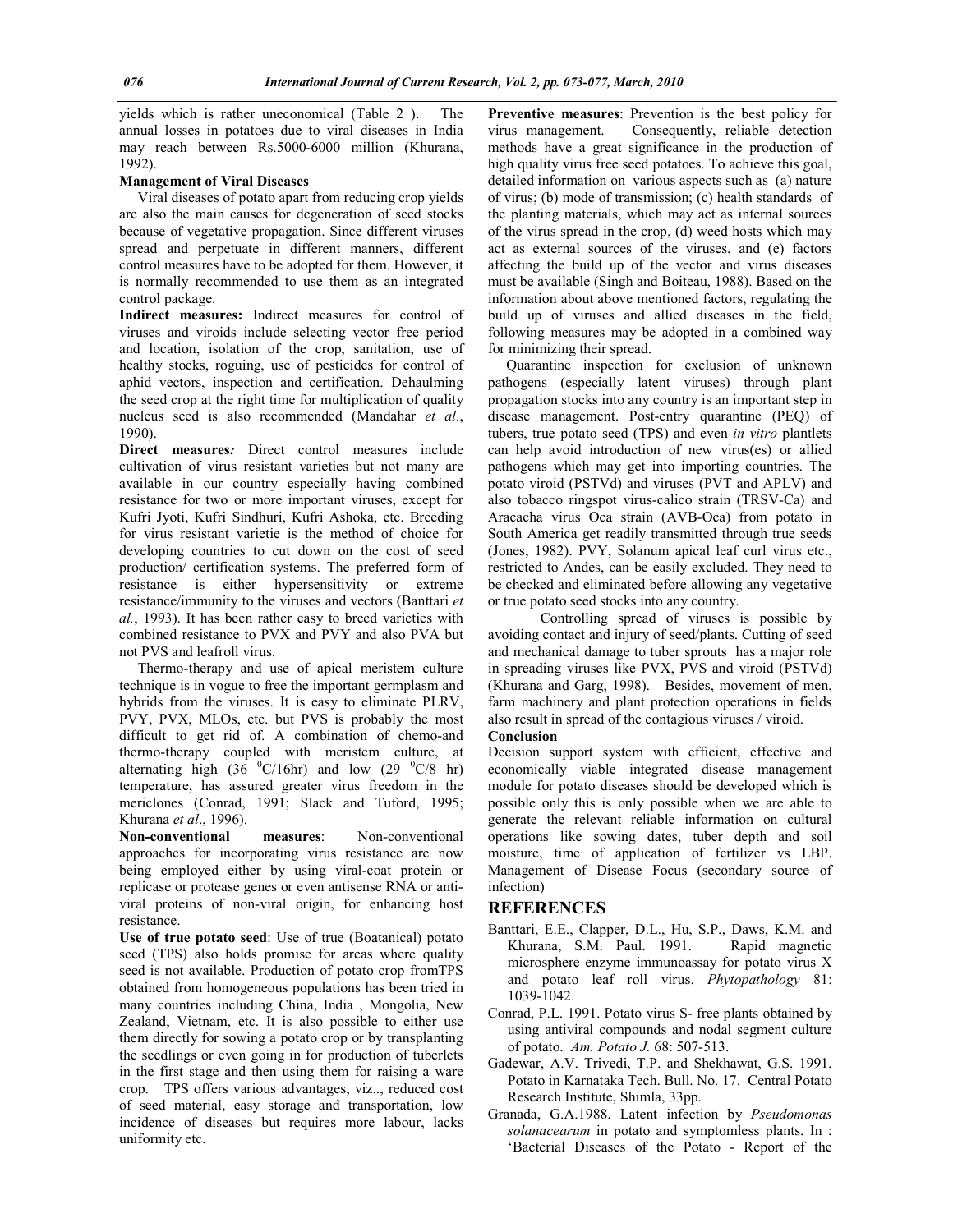yields which is rather uneconomical (Table 2 ). The annual losses in potatoes due to viral diseases in India may reach between Rs.5000-6000 million (Khurana, 1992).

**Management of Viral Diseases**

Viral diseases of potato apart from reducing crop yields are also the main causes for degeneration of seed stocks because of vegetative propagation. Since different viruses spread and perpetuate in different manners, different control measures have to be adopted for them. However, it is normally recommended to use them as an integrated control package.

**Indirect measures:** Indirect measures for control of viruses and viroids include selecting vector free period and location, isolation of the crop, sanitation, use of healthy stocks, roguing, use of pesticides for control of aphid vectors, inspection and certification. Dehaulming the seed crop at the right time for multiplication of quality nucleus seed is also recommended (Mandahar *et al*., 1990).

**Direct measures*:*** Direct control measures include cultivation of virus resistant varieties but not many are available in our country especially having combined resistance for two or more important viruses, except for Kufri Jyoti, Kufri Sindhuri, Kufri Ashoka, etc. Breeding for virus resistant varietie is the method of choice for developing countries to cut down on the cost of seed production/ certification systems. The preferred form of resistance is either hypersensitivity or extreme resistance/immunity to the viruses and vectors (Banttari *et al.*, 1993). It has been rather easy to breed varieties with combined resistance to PVX and PVY and also PVA but not PVS and leafroll virus.

Thermo-therapy and use of apical meristem culture technique is in vogue to free the important germplasm and hybrids from the viruses. It is easy to eliminate PLRV, PVY, PVX, MLOs, etc. but PVS is probably the most difficult to get rid of. A combination of chemo-and thermo-therapy coupled with meristem culture, at alternating high (36 $^0$C/16hr) and low (29 $^0$C/8 hr) temperature, has assured greater virus freedom in the mericlones (Conrad, 1991; Slack and Tuford, 1995; Khurana *et al*., 1996).

**Non-conventional measures**: Non-conventional approaches for incorporating virus resistance are now being employed either by using viral-coat protein or replicase or protease genes or even antisense RNA or anti-viral proteins of non-viral origin, for enhancing host resistance.

**Use of true potato seed**: Use of true (Boatanical) potato seed (TPS) also holds promise for areas where quality seed is not available. Production of potato crop fromTPS obtained from homogeneous populations has been tried in many countries including China, India , Mongolia, New Zealand, Vietnam, etc. It is also possible to either use them directly for sowing a potato crop or by transplanting the seedlings or even going in for production of tuberlets in the first stage and then using them for raising a ware crop. TPS offers various advantages, viz.., reduced cost of seed material, easy storage and transportation, low incidence of diseases but requires more labour, lacks uniformity etc.

**Preventive measures**: Prevention is the best policy for virus management. Consequently, reliable detection methods have a great significance in the production of high quality virus free seed potatoes. To achieve this goal, detailed information on various aspects such as (a) nature of virus; (b) mode of transmission; (c) health standards of the planting materials, which may act as internal sources of the virus spread in the crop, (d) weed hosts which may act as external sources of the viruses, and (e) factors affecting the build up of the vector and virus diseases must be available (Singh and Boiteau, 1988). Based on the information about above mentioned factors, regulating the build up of viruses and allied diseases in the field, following measures may be adopted in a combined way for minimizing their spread.

Quarantine inspection for exclusion of unknown pathogens (especially latent viruses) through plant propagation stocks into any country is an important step in disease management. Post-entry quarantine (PEQ) of tubers, true potato seed (TPS) and even *in vitro* plantlets can help avoid introduction of new virus(es) or allied pathogens which may get into importing countries. The potato viroid (PSTVd) and viruses (PVT and APLV) and also tobacco ringspot virus-calico strain (TRSV-Ca) and Aracacha virus Oca strain (AVB-Oca) from potato in South America get readily transmitted through true seeds (Jones, 1982). PVY, Solanum apical leaf curl virus etc., restricted to Andes, can be easily excluded. They need to be checked and eliminated before allowing any vegetative or true potato seed stocks into any country.

Controlling spread of viruses is possible by avoiding contact and injury of seed/plants. Cutting of seed and mechanical damage to tuber sprouts has a major role in spreading viruses like PVX, PVS and viroid (PSTVd) (Khurana and Garg, 1998). Besides, movement of men, farm machinery and plant protection operations in fields also result in spread of the contagious viruses / viroid.

**Conclusion**

Decision support system with efficient, effective and economically viable integrated disease management module for potato diseases should be developed which is possible only this is only possible when we are able to generate the relevant reliable information on cultural operations like sowing dates, tuber depth and soil moisture, time of application of fertilizer vs LBP. Management of Disease Focus (secondary source of infection)

## REFERENCES

- Banttari, E.E., Clapper, D.L., Hu, S.P., Daws, K.M. and Khurana, S.M. Paul. 1991. Rapid magnetic microsphere enzyme immunoassay for potato virus X and potato leaf roll virus. *Phytopathology* 81: 1039-1042.
- Conrad, P.L. 1991. Potato virus S- free plants obtained by using antiviral compounds and nodal segment culture of potato. *Am. Potato J.* 68: 507-513.
- Gadewar, A.V. Trivedi, T.P. and Shekhawat, G.S. 1991. Potato in Karnataka Tech. Bull. No. 17. Central Potato Research Institute, Shimla, 33pp.
- Granada, G.A.1988. Latent infection by *Pseudomonas solanacearum* in potato and symptomless plants. In : 'Bacterial Diseases of the Potato - Report of the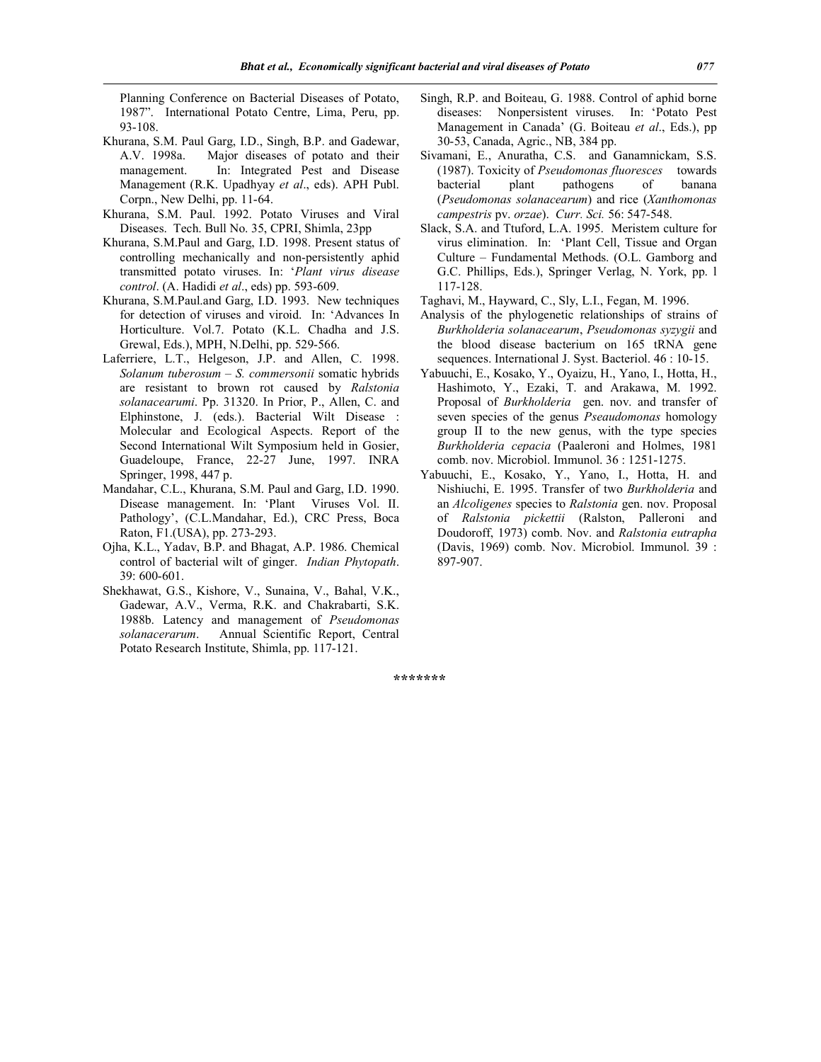Planning Conference on Bacterial Diseases of Potato, 1987". International Potato Centre, Lima, Peru, pp. 93-108.

Khurana, S.M. Paul Garg, I.D., Singh, B.P. and Gadewar, A.V. 1998a. Major diseases of potato and their management. In: Integrated Pest and Disease Management (R.K. Upadhyay *et al*., eds). APH Publ. Corpn., New Delhi, pp. 11-64.

Khurana, S.M. Paul. 1992. Potato Viruses and Viral Diseases. Tech. Bull No. 35, CPRI, Shimla, 23pp

Khurana, S.M.Paul and Garg, I.D. 1998. Present status of controlling mechanically and non-persistently aphid transmitted potato viruses. In: '*Plant virus disease control*. (A. Hadidi *et al*., eds) pp. 593-609.

Khurana, S.M.Paul.and Garg, I.D. 1993. New techniques for detection of viruses and viroid. In: 'Advances In Horticulture. Vol.7. Potato (K.L. Chadha and J.S. Grewal, Eds.), MPH, N.Delhi, pp. 529-566.

Laferriere, L.T., Helgeson, J.P. and Allen, C. 1998. *Solanum tuberosum – S. commersonii* somatic hybrids are resistant to brown rot caused by *Ralstonia solanacearumi*. Pp. 31320. In Prior, P., Allen, C. and Elphinstone, J. (eds.). Bacterial Wilt Disease : Molecular and Ecological Aspects. Report of the Second International Wilt Symposium held in Gosier, Guadeloupe, France, 22-27 June, 1997. INRA Springer, 1998, 447 p.

Mandahar, C.L., Khurana, S.M. Paul and Garg, I.D. 1990. Disease management. In: 'Plant Viruses Vol. II. Pathology', (C.L.Mandahar, Ed.), CRC Press, Boca Raton, F1.(USA), pp. 273-293.

Ojha, K.L., Yadav, B.P. and Bhagat, A.P. 1986. Chemical control of bacterial wilt of ginger. *Indian Phytopath*. 39: 600-601.

Shekhawat, G.S., Kishore, V., Sunaina, V., Bahal, V.K., Gadewar, A.V., Verma, R.K. and Chakrabarti, S.K. 1988b. Latency and management of *Pseudomonas solanacerarum*. Annual Scientific Report, Central Potato Research Institute, Shimla, pp. 117-121.

Singh, R.P. and Boiteau, G. 1988. Control of aphid borne diseases: Nonpersistent viruses. In: 'Potato Pest Management in Canada' (G. Boiteau *et al*., Eds.), pp 30-53, Canada, Agric., NB, 384 pp.

Sivamani, E., Anuratha, C.S. and Ganamnickam, S.S. (1987). Toxicity of *Pseudomonas fluoresces* towards bacterial plant pathogens of banana (*Pseudomonas solanacearum*) and rice (*Xanthomonas campestris* pv. *orzae*). *Curr. Sci.* 56: 547-548.

Slack, S.A. and Ttuford, L.A. 1995. Meristem culture for virus elimination. In: 'Plant Cell, Tissue and Organ Culture – Fundamental Methods. (O.L. Gamborg and G.C. Phillips, Eds.), Springer Verlag, N. York, pp. l 117-128.

Taghavi, M., Hayward, C., Sly, L.I., Fegan, M. 1996. Analysis of the phylogenetic relationships of strains of *Burkholderia solanacearum*, *Pseudomonas syzygii* and the blood disease bacterium on 165 tRNA gene sequences. International J. Syst. Bacteriol. 46 : 10-15.

Yabuuchi, E., Kosako, Y., Oyaizu, H., Yano, I., Hotta, H., Hashimoto, Y., Ezaki, T. and Arakawa, M. 1992. Proposal of *Burkholderia* gen. nov. and transfer of seven species of the genus *Pseaudomonas* homology group II to the new genus, with the type species *Burkholderia cepacia* (Paaleroni and Holmes, 1981 comb. nov. Microbiol. Immunol. 36 : 1251-1275.

Yabuuchi, E., Kosako, Y., Yano, I., Hotta, H. and Nishiuchi, E. 1995. Transfer of two *Burkholderia* and an *Alcoligenes* species to *Ralstonia* gen. nov. Proposal of *Ralstonia pickettii* (Ralston, Palleroni and Doudoroff, 1973) comb. Nov. and *Ralstonia eutrapha* (Davis, 1969) comb. Nov. Microbiol. Immunol. 39 : 897-907.

*******